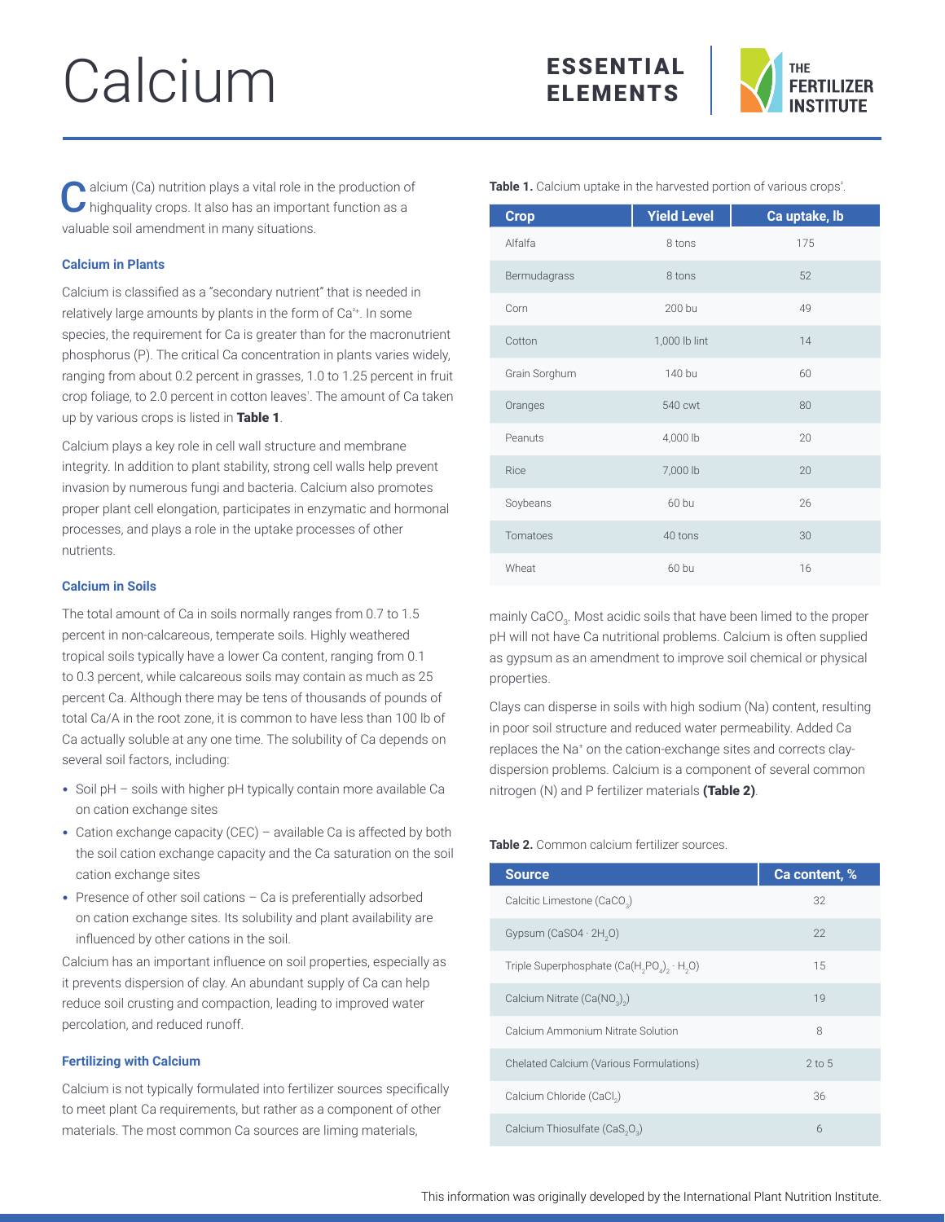# Calcium

ESSENTIAL ELEMENTS

THE FERTILIZER INSTITUTE

Calcium (Ca) nutrition plays a vital role in the production of highquality crops. It also has an important function as a valuable soil amendment in many situations.

### Calcium in Plants

Calcium is classified as a "secondary nutrient" that is needed in relatively large amounts by plants in the form of $Ca^{2+}$. In some species, the requirement for Ca is greater than for the macronutrient phosphorus (P). The critical Ca concentration in plants varies widely, ranging from about 0.2 percent in grasses, 1.0 to 1.25 percent in fruit crop foliage, to 2.0 percent in cotton leaves[1]. The amount of Ca taken up by various crops is listed in **Table 1**.

Calcium plays a key role in cell wall structure and membrane integrity. In addition to plant stability, strong cell walls help prevent invasion by numerous fungi and bacteria. Calcium also promotes proper plant cell elongation, participates in enzymatic and hormonal processes, and plays a role in the uptake processes of other nutrients.

**Table 1.** Calcium uptake in the harvested portion of various crops[1].

| Crop | Yield Level | Ca uptake, lb |
|---|---|---|
| Alfalfa | 8 tons | 175 |
| Bermudagrass | 8 tons | 52 |
| Corn | 200 bu | 49 |
| Cotton | 1,000 lb lint | 14 |
| Grain Sorghum | 140 bu | 60 |
| Oranges | 540 cwt | 80 |
| Peanuts | 4,000 lb | 20 |
| Rice | 7,000 lb | 20 |
| Soybeans | 60 bu | 26 |
| Tomatoes | 40 tons | 30 |
| Wheat | 60 bu | 16 |

### Calcium in Soils

The total amount of Ca in soils normally ranges from 0.7 to 1.5 percent in non-calcareous, temperate soils. Highly weathered tropical soils typically have a lower Ca content, ranging from 0.1 to 0.3 percent, while calcareous soils may contain as much as 25 percent Ca. Although there may be tens of thousands of pounds of total Ca/A in the root zone, it is common to have less than 100 lb of Ca actually soluble at any one time. The solubility of Ca depends on several soil factors, including:

- Soil pH – soils with higher pH typically contain more available Ca on cation exchange sites
- Cation exchange capacity (CEC) – available Ca is affected by both the soil cation exchange capacity and the Ca saturation on the soil cation exchange sites
- Presence of other soil cations – Ca is preferentially adsorbed on cation exchange sites. Its solubility and plant availability are influenced by other cations in the soil.

Calcium has an important influence on soil properties, especially as it prevents dispersion of clay. An abundant supply of Ca can help reduce soil crusting and compaction, leading to improved water percolation, and reduced runoff.

### Fertilizing with Calcium

Calcium is not typically formulated into fertilizer sources specifically to meet plant Ca requirements, but rather as a component of other materials. The most common Ca sources are liming materials, mainly $CaCO_3$. Most acidic soils that have been limed to the proper pH will not have Ca nutritional problems. Calcium is often supplied as gypsum as an amendment to improve soil chemical or physical properties.

Clays can disperse in soils with high sodium (Na) content, resulting in poor soil structure and reduced water permeability. Added Ca replaces the $Na^+$ on the cation-exchange sites and corrects clay-dispersion problems. Calcium is a component of several common nitrogen (N) and P fertilizer materials **(Table 2)**.

**Table 2.** Common calcium fertilizer sources.

| Source | Ca content, % |
|---|---|
| Calcitic Limestone ($CaCO_3$) | 32 |
| Gypsum ($CaSO_4 \cdot 2H_2O$) | 22 |
| Triple Superphosphate ($Ca(H_2PO_4)_2 \cdot H_2O$) | 15 |
| Calcium Nitrate ($Ca(NO_3)_2$) | 19 |
| Calcium Ammonium Nitrate Solution | 8 |
| Chelated Calcium (Various Formulations) | 2 to 5 |
| Calcium Chloride ($CaCl_2$) | 36 |
| Calcium Thiosulfate ($CaS_2O_3$) | 6 |

This information was originally developed by the International Plant Nutrition Institute.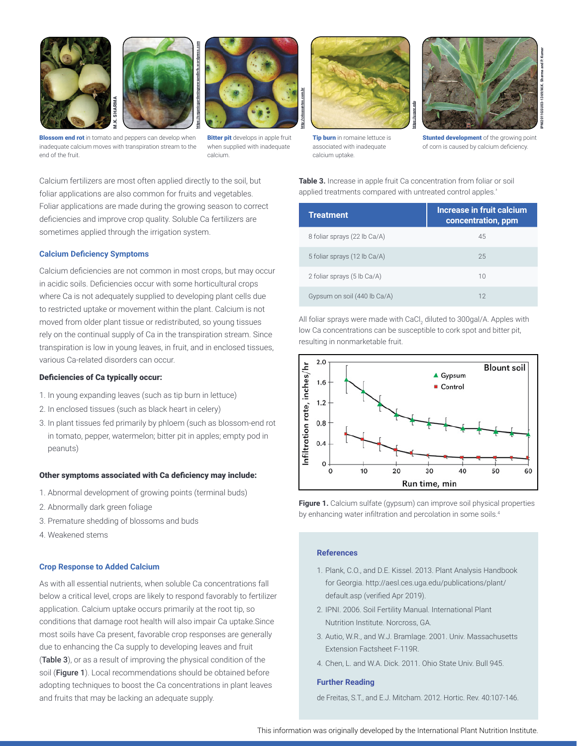M.K. SHARMA

https://organicgardeningnewsandinfo.wordpress.com

**Blossom end rot** in tomato and peppers can develop when inadequate calcium moves with transpiration stream to the end of the fruit.

http://elisasantos.com.br

**Bitter pit** develops in apple fruit when supplied with inadequate calcium.

https://ucanr.edu

**Tip burn** in romaine lettuce is associated with inadequate calcium uptake.

IPNI2011GSU03-1369/M.K. Sharma and P. Kumar

**Stunted development** of the growing point of corn is caused by calcium deficiency.

Calcium fertilizers are most often applied directly to the soil, but foliar applications are also common for fruits and vegetables. Foliar applications are made during the growing season to correct deficiencies and improve crop quality. Soluble Ca fertilizers are sometimes applied through the irrigation system.

### Calcium Deficiency Symptoms

Calcium deficiencies are not common in most crops, but may occur in acidic soils. Deficiencies occur with some horticultural crops where Ca is not adequately supplied to developing plant cells due to restricted uptake or movement within the plant. Calcium is not moved from older plant tissue or redistributed, so young tissues rely on the continual supply of Ca in the transpiration stream. Since transpiration is low in young leaves, in fruit, and in enclosed tissues, various Ca-related disorders can occur.

**Deficiencies of Ca typically occur:**

1. In young expanding leaves (such as tip burn in lettuce)
2. In enclosed tissues (such as black heart in celery)
3. In plant tissues fed primarily by phloem (such as blossom-end rot in tomato, pepper, watermelon; bitter pit in apples; empty pod in peanuts)

**Other symptoms associated with Ca deficiency may include:**

1. Abnormal development of growing points (terminal buds)
2. Abnormally dark green foliage
3. Premature shedding of blossoms and buds
4. Weakened stems

### Crop Response to Added Calcium

As with all essential nutrients, when soluble Ca concentrations fall below a critical level, crops are likely to respond favorably to fertilizer application. Calcium uptake occurs primarily at the root tip, so conditions that damage root health will also impair Ca uptake.Since most soils have Ca present, favorable crop responses are generally due to enhancing the Ca supply to developing leaves and fruit (**Table 3**), or as a result of improving the physical condition of the soil (**Figure 1**). Local recommendations should be obtained before adopting techniques to boost the Ca concentrations in plant leaves and fruits that may be lacking an adequate supply.

**Table 3.** Increase in apple fruit Ca concentration from foliar or soil applied treatments compared with untreated control apples.[3]

| Treatment | Increase in fruit calcium concentration, ppm |
|---|---|
| 8 foliar sprays (22 lb Ca/A) | 45 |
| 5 foliar sprays (12 lb Ca/A) | 25 |
| 2 foliar sprays (5 lb Ca/A) | 10 |
| Gypsum on soil (440 lb Ca/A) | 12 |

All foliar sprays were made with $CaCl_2$ diluted to 300gal/A. Apples with low Ca concentrations can be susceptible to cork spot and bitter pit, resulting in nonmarketable fruit.

Blount soil

Gypsum

Control

Infiltration rate, inches/hr

2.0

1.6

1.2

0.8

0.4

0

0 10 20 30 40 50 60

Run time, min

**Figure 1.** Calcium sulfate (gypsum) can improve soil physical properties by enhancing water infiltration and percolation in some soils.[4]

### References

1. Plank, C.O., and D.E. Kissel. 2013. Plant Analysis Handbook for Georgia. http://aesl.ces.uga.edu/publications/plant/default.asp (verified Apr 2019).
2. IPNI. 2006. Soil Fertility Manual. International Plant Nutrition Institute. Norcross, GA.
3. Autio, W.R., and W.J. Bramlage. 2001. Univ. Massachusetts Extension Factsheet F-119R.
4. Chen, L. and W.A. Dick. 2011. Ohio State Univ. Bull 945.

### Further Reading

de Freitas, S.T., and E.J. Mitcham. 2012. Hortic. Rev. 40:107-146.

This information was originally developed by the International Plant Nutrition Institute.